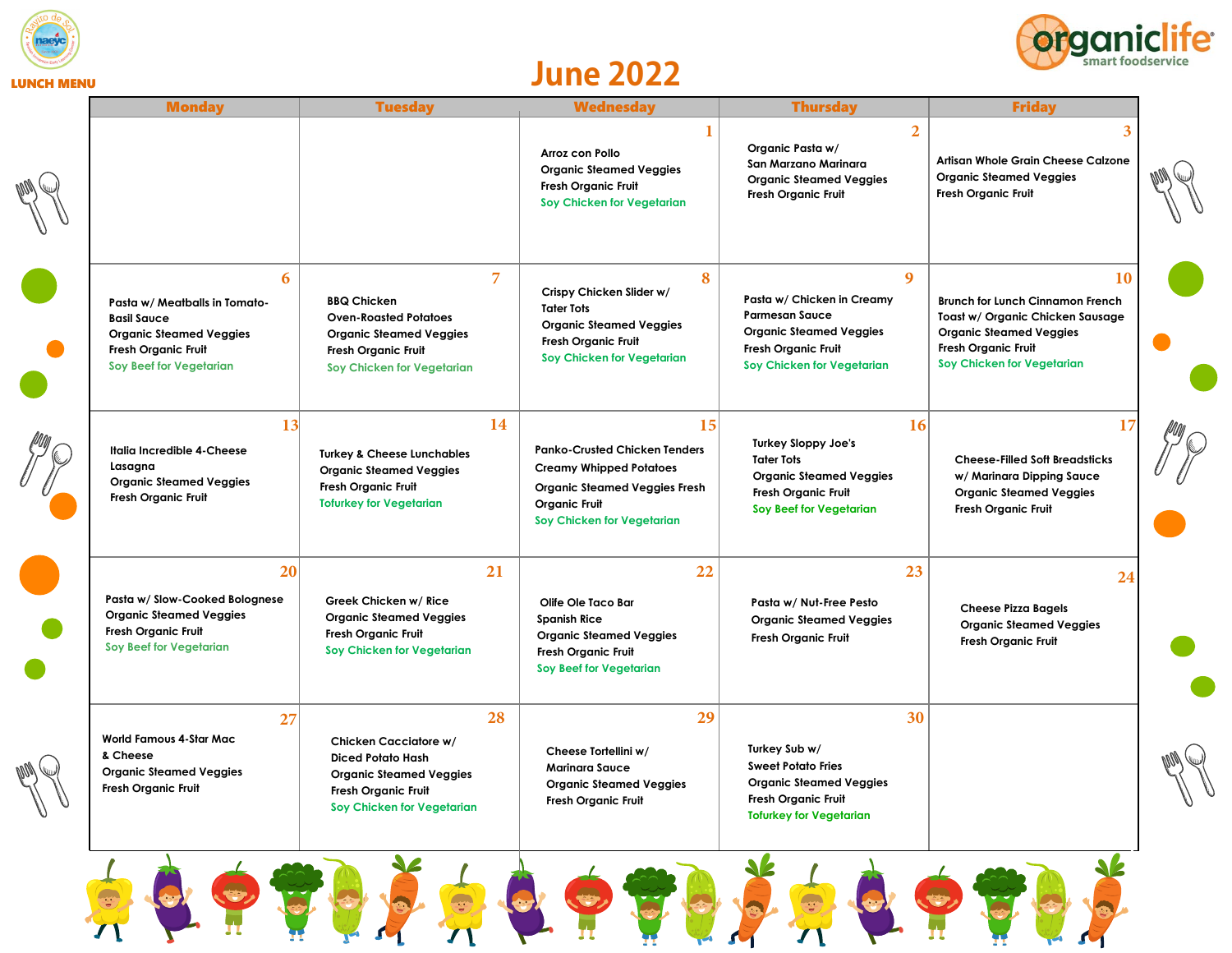LUNCH MENU

# June 2022

organiclife smart foodservice

| Monday | Tuesday | Wednesday | Thursday | Friday |
|---|---|---|---|---|
| | | 1<br>Arroz con Pollo<br>Organic Steamed Veggies<br>Fresh Organic Fruit<br>Soy Chicken for Vegetarian | 2<br>Organic Pasta w/ San Marzano Marinara<br>Organic Steamed Veggies<br>Fresh Organic Fruit | 3<br>Artisan Whole Grain Cheese Calzone<br>Organic Steamed Veggies<br>Fresh Organic Fruit |
| 6<br>Pasta w/ Meatballs in Tomato-Basil Sauce<br>Organic Steamed Veggies<br>Fresh Organic Fruit<br>Soy Beef for Vegetarian | 7<br>BBQ Chicken<br>Oven-Roasted Potatoes<br>Organic Steamed Veggies<br>Fresh Organic Fruit<br>Soy Chicken for Vegetarian | 8<br>Crispy Chicken Slider w/ Tater Tots<br>Organic Steamed Veggies<br>Fresh Organic Fruit<br>Soy Chicken for Vegetarian | 9<br>Pasta w/ Chicken in Creamy Parmesan Sauce<br>Organic Steamed Veggies<br>Fresh Organic Fruit<br>Soy Chicken for Vegetarian | 10<br>Brunch for Lunch Cinnamon French Toast w/ Organic Chicken Sausage<br>Organic Steamed Veggies<br>Fresh Organic Fruit<br>Soy Chicken for Vegetarian |
| 13<br>Italia Incredible 4-Cheese Lasagna<br>Organic Steamed Veggies<br>Fresh Organic Fruit | 14<br>Turkey & Cheese Lunchables<br>Organic Steamed Veggies<br>Fresh Organic Fruit<br>Tofurkey for Vegetarian | 15<br>Panko-Crusted Chicken Tenders<br>Creamy Whipped Potatoes<br>Organic Steamed Veggies Fresh Organic Fruit<br>Soy Chicken for Vegetarian | 16<br>Turkey Sloppy Joe's<br>Tater Tots<br>Organic Steamed Veggies<br>Fresh Organic Fruit<br>Soy Beef for Vegetarian | 17<br>Cheese-Filled Soft Breadsticks w/ Marinara Dipping Sauce<br>Organic Steamed Veggies<br>Fresh Organic Fruit |
| 20<br>Pasta w/ Slow-Cooked Bolognese<br>Organic Steamed Veggies<br>Fresh Organic Fruit<br>Soy Beef for Vegetarian | 21<br>Greek Chicken w/ Rice<br>Organic Steamed Veggies<br>Fresh Organic Fruit<br>Soy Chicken for Vegetarian | 22<br>Olife Ole Taco Bar<br>Spanish Rice<br>Organic Steamed Veggies<br>Fresh Organic Fruit<br>Soy Beef for Vegetarian | 23<br>Pasta w/ Nut-Free Pesto<br>Organic Steamed Veggies<br>Fresh Organic Fruit | 24<br>Cheese Pizza Bagels<br>Organic Steamed Veggies<br>Fresh Organic Fruit |
| 27<br>World Famous 4-Star Mac & Cheese<br>Organic Steamed Veggies<br>Fresh Organic Fruit | 28<br>Chicken Cacciatore w/ Diced Potato Hash<br>Organic Steamed Veggies<br>Fresh Organic Fruit<br>Soy Chicken for Vegetarian | 29<br>Cheese Tortellini w/ Marinara Sauce<br>Organic Steamed Veggies<br>Fresh Organic Fruit | 30<br>Turkey Sub w/ Sweet Potato Fries<br>Organic Steamed Veggies<br>Fresh Organic Fruit<br>Tofurkey for Vegetarian | |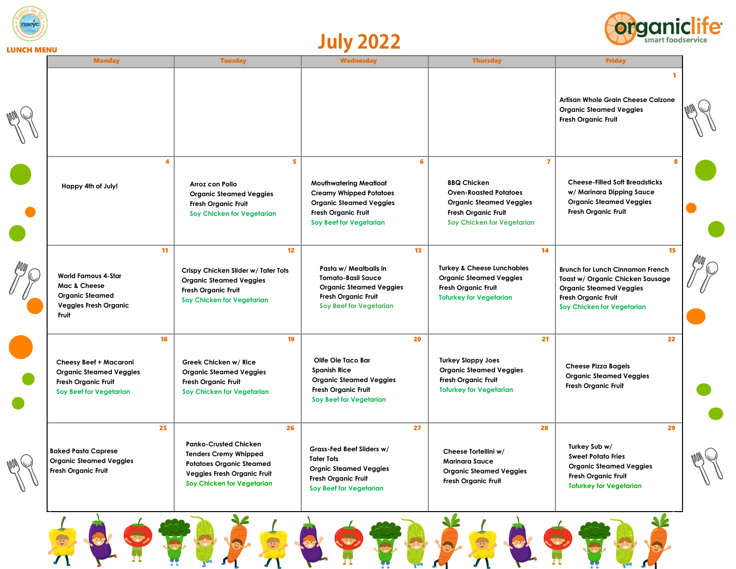LUNCH MENU

# July 2022

| Monday | Tuesday | Wednesday | Thursday | Friday |
| --- | --- | --- | --- | --- |
| | | | | **1** Artisan Whole Grain Cheese Calzone Organic Steamed Veggies Fresh Organic Fruit |
| **4** Happy 4th of July! | **5** Arroz con Pollo Organic Steamed Veggies Fresh Organic Fruit Soy Chicken for Vegetarian | **6** Mouthwatering Meatloaf Creamy Whipped Potatoes Organic Steamed Veggies Fresh Organic Fruit Soy Beef for Vegetarian | **7** BBQ Chicken Oven-Roasted Potatoes Organic Steamed Veggies Fresh Organic Fruit Soy Chicken for Vegetarian | **8** Cheese-Filled Soft Breadsticks w/ Marinara Dipping Sauce Organic Steamed Veggies Fresh Organic Fruit |
| **11** World Famous 4-Star Mac & Cheese Organic Steamed Veggies Fresh Organic Fruit | **12** Crispy Chicken Slider w/ Tater Tots Organic Steamed Veggies Fresh Organic Fruit Soy Chicken for Vegetarian | **13** Pasta w/ Meatballs in Tomato-Basil Sauce Organic Steamed Veggies Fresh Organic Fruit Soy Beef for Vegetarian | **14** Turkey & Cheese Lunchables Organic Steamed Veggies Fresh Organic Fruit Tofurkey for Vegetarian | **15** Brunch for Lunch Cinnamon French Toast w/ Organic Chicken Sausage Organic Steamed Veggies Fresh Organic Fruit Soy Chicken for Vegetarian |
| **18** Cheesy Beef + Macaroni Organic Steamed Veggies Fresh Organic Fruit Soy Beef for Vegetarian | **19** Greek Chicken w/ Rice Organic Steamed Veggies Fresh Organic Fruit Soy Chicken for Vegetarian | **20** Olife Ole Taco Bar Spanish Rice Organic Steamed Veggies Fresh Organic Fruit Soy Beef for Vegetarian | **21** Turkey Sloppy Joes Organic Steamed Veggies Fresh Organic Fruit Tofurkey for Vegetarian | **22** Cheese Pizza Bagels Organic Steamed Veggies Fresh Organic Fruit |
| **25** Baked Pasta Caprese Organic Steamed Veggies Fresh Organic Fruit | **26** Panko-Crusted Chicken Tenders Cremy Whipped Potatoes Organic Steamed Veggies Fresh Organic Fruit Soy Chicken for Vegetarian | **27** Grass-Fed Beef Sliders w/ Tater Tots Orgnic Steamed Veggies Fresh Organic Fruit Soy Beef for Vegetarian | **28** Cheese Tortellini w/ Marinara Sauce Organic Steamed Veggies Fresh Organic Fruit | **29** Turkey Sub w/ Sweet Potato Fries Organic Steamed Veggies Fresh Organic Fruit Tofurkey for Vegetarian |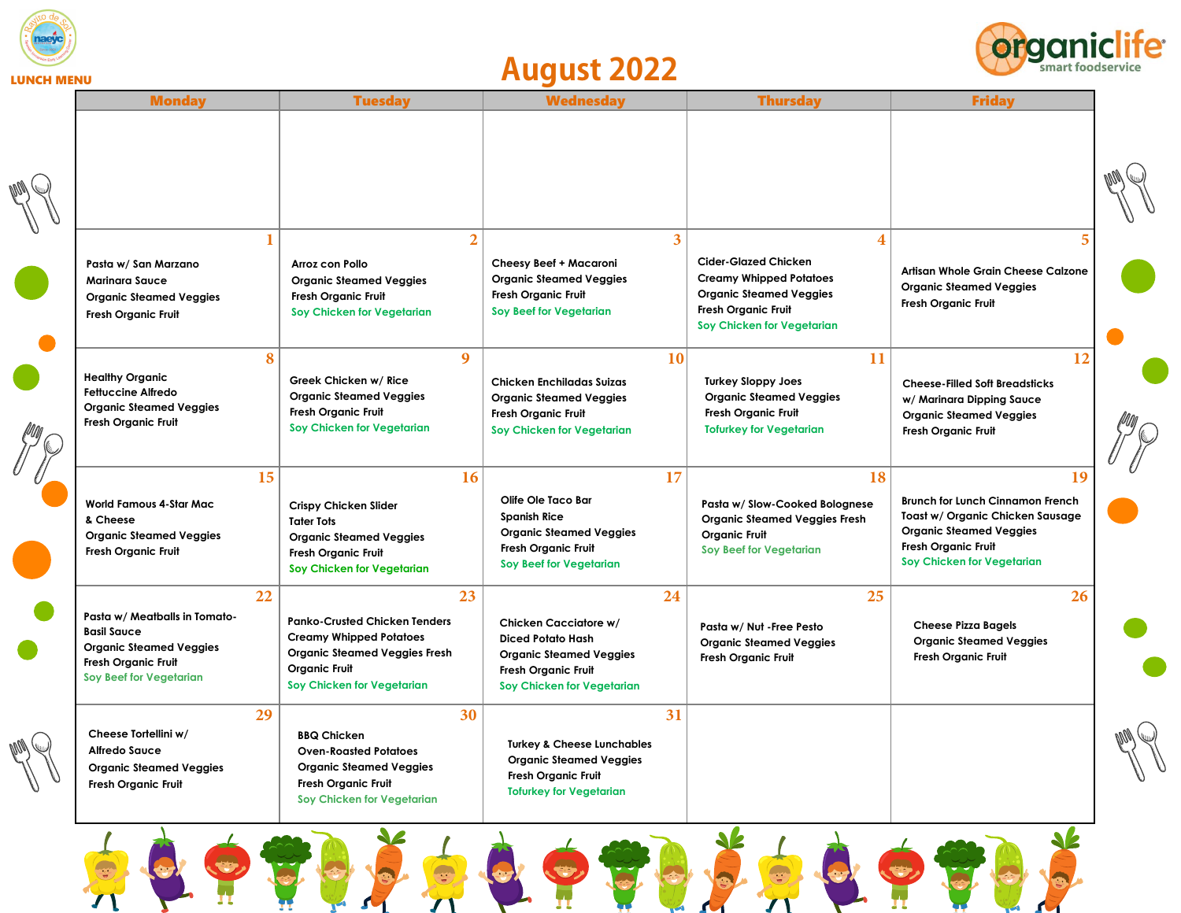LUNCH MENU

# August 2022

| Monday | Tuesday | Wednesday | Thursday | Friday |
| --- | --- | --- | --- | --- |
| | | | | |
| 1<br>Pasta w/ San Marzano Marinara Sauce<br>Organic Steamed Veggies<br>Fresh Organic Fruit | 2<br>Arroz con Pollo<br>Organic Steamed Veggies<br>Fresh Organic Fruit<br>Soy Chicken for Vegetarian | 3<br>Cheesy Beef + Macaroni<br>Organic Steamed Veggies<br>Fresh Organic Fruit<br>Soy Beef for Vegetarian | 4<br>Cider-Glazed Chicken<br>Creamy Whipped Potatoes<br>Organic Steamed Veggies<br>Fresh Organic Fruit<br>Soy Chicken for Vegetarian | 5<br>Artisan Whole Grain Cheese Calzone<br>Organic Steamed Veggies<br>Fresh Organic Fruit |
| 8<br>Healthy Organic Fettuccine Alfredo<br>Organic Steamed Veggies<br>Fresh Organic Fruit | 9<br>Greek Chicken w/ Rice<br>Organic Steamed Veggies<br>Fresh Organic Fruit<br>Soy Chicken for Vegetarian | 10<br>Chicken Enchiladas Suizas<br>Organic Steamed Veggies<br>Fresh Organic Fruit<br>Soy Chicken for Vegetarian | 11<br>Turkey Sloppy Joes<br>Organic Steamed Veggies<br>Fresh Organic Fruit<br>Tofurkey for Vegetarian | 12<br>Cheese-Filled Soft Breadsticks w/ Marinara Dipping Sauce<br>Organic Steamed Veggies<br>Fresh Organic Fruit |
| 15<br>World Famous 4-Star Mac & Cheese<br>Organic Steamed Veggies<br>Fresh Organic Fruit | 16<br>Crispy Chicken Slider<br>Tater Tots<br>Organic Steamed Veggies<br>Fresh Organic Fruit<br>Soy Chicken for Vegetarian | 17<br>Olife Ole Taco Bar<br>Spanish Rice<br>Organic Steamed Veggies<br>Fresh Organic Fruit<br>Soy Beef for Vegetarian | 18<br>Pasta w/ Slow-Cooked Bolognese<br>Organic Steamed Veggies Fresh Organic Fruit<br>Soy Beef for Vegetarian | 19<br>Brunch for Lunch Cinnamon French Toast w/ Organic Chicken Sausage<br>Organic Steamed Veggies<br>Fresh Organic Fruit<br>Soy Chicken for Vegetarian |
| 22<br>Pasta w/ Meatballs in Tomato-Basil Sauce<br>Organic Steamed Veggies<br>Fresh Organic Fruit<br>Soy Beef for Vegetarian | 23<br>Panko-Crusted Chicken Tenders<br>Creamy Whipped Potatoes<br>Organic Steamed Veggies Fresh Organic Fruit<br>Soy Chicken for Vegetarian | 24<br>Chicken Cacciatore w/ Diced Potato Hash<br>Organic Steamed Veggies<br>Fresh Organic Fruit<br>Soy Chicken for Vegetarian | 25<br>Pasta w/ Nut -Free Pesto<br>Organic Steamed Veggies<br>Fresh Organic Fruit | 26<br>Cheese Pizza Bagels<br>Organic Steamed Veggies<br>Fresh Organic Fruit |
| 29<br>Cheese Tortellini w/ Alfredo Sauce<br>Organic Steamed Veggies<br>Fresh Organic Fruit | 30<br>BBQ Chicken<br>Oven-Roasted Potatoes<br>Organic Steamed Veggies<br>Fresh Organic Fruit<br>Soy Chicken for Vegetarian | 31<br>Turkey & Cheese Lunchables<br>Organic Steamed Veggies<br>Fresh Organic Fruit<br>Tofurkey for Vegetarian | | |